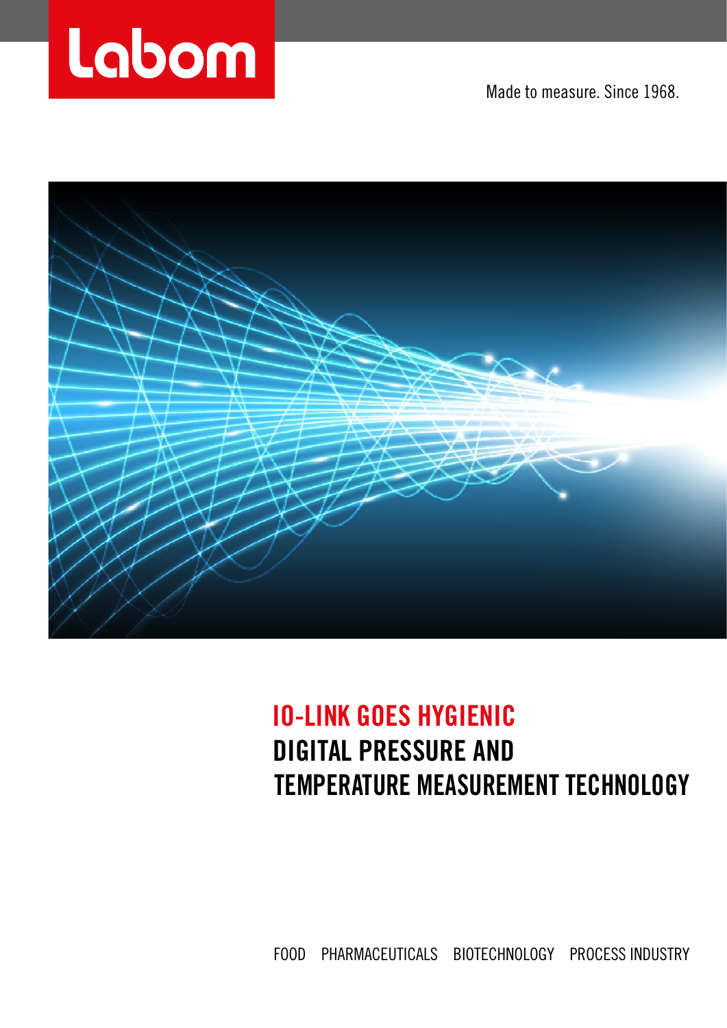Labom

Made to measure. Since 1968.

# IO-LINK GOES HYGIENIC

## DIGITAL PRESSURE AND TEMPERATURE MEASUREMENT TECHNOLOGY

FOOD PHARMACEUTICALS BIOTECHNOLOGY PROCESS INDUSTRY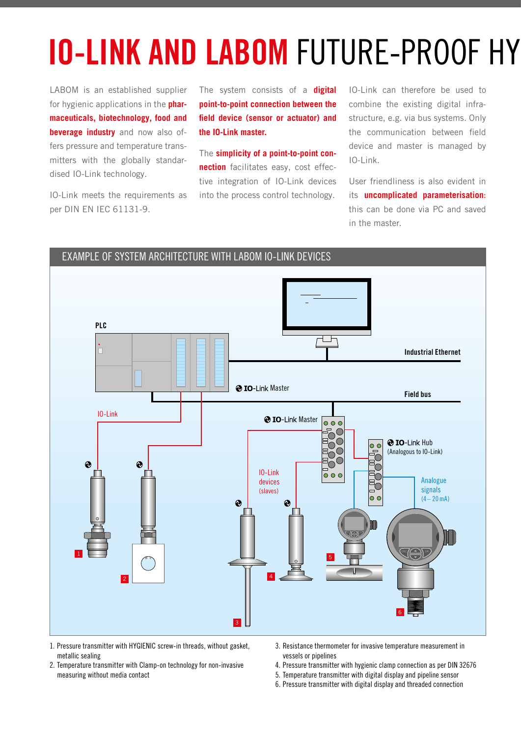# IO-LINK AND LABOM FUTURE-PROOF HY

LABOM is an established supplier for hygienic applications in the **pharmaceuticals, biotechnology, food and beverage industry** and now also offers pressure and temperature transmitters with the globally standardised IO-Link technology.

IO-Link meets the requirements as per DIN EN IEC 61131-9.

The system consists of a **digital point-to-point connection between the field device (sensor or actuator) and the IO-Link master.**

The **simplicity of a point-to-point connection** facilitates easy, cost effective integration of IO-Link devices into the process control technology.

IO-Link can therefore be used to combine the existing digital infrastructure, e.g. via bus systems. Only the communication between field device and master is managed by IO-Link.

User friendliness is also evident in its **uncomplicated parameterisation:** this can be done via PC and saved in the master.

## EXAMPLE OF SYSTEM ARCHITECTURE WITH LABOM IO-LINK DEVICES

PLC

Industrial Ethernet

IO-Link Master

Field bus

IO-Link

IO-Link Master

IO-Link Hub (Analogous to IO-Link)

IO-Link devices (slaves)

Analogue signals (4 – 20 mA)

1. Pressure transmitter with HYGIENIC screw-in threads, without gasket, metallic sealing
2. Temperature transmitter with Clamp-on technology for non-invasive measuring without media contact
3. Resistance thermometer for invasive temperature measurement in vessels or pipelines
4. Pressure transmitter with hygienic clamp connection as per DIN 32676
5. Temperature transmitter with digital display and pipeline sensor
6. Pressure transmitter with digital display and threaded connection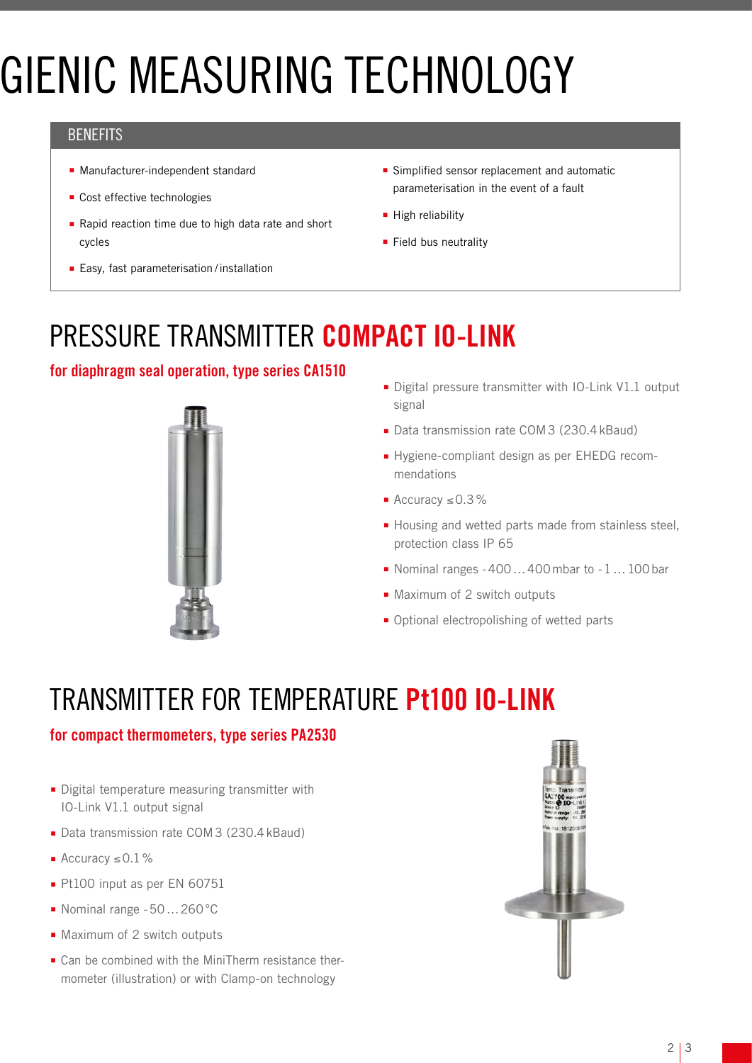# GIENIC MEASURING TECHNOLOGY

## BENEFITS

- Manufacturer-independent standard
- Cost effective technologies
- Rapid reaction time due to high data rate and short cycles
- Easy, fast parameterisation / installation
- Simplified sensor replacement and automatic parameterisation in the event of a fault
- High reliability
- Field bus neutrality

# PRESSURE TRANSMITTER **COMPACT IO-LINK**

### for diaphragm seal operation, type series CA1510

- Digital pressure transmitter with IO-Link V1.1 output signal
- Data transmission rate COM 3 (230.4 kBaud)
- Hygiene-compliant design as per EHEDG recommendations
- Accuracy ≤ 0.3 %
- Housing and wetted parts made from stainless steel, protection class IP 65
- Nominal ranges -400 … 400 mbar to -1 … 100 bar
- Maximum of 2 switch outputs
- Optional electropolishing of wetted parts

# TRANSMITTER FOR TEMPERATURE **Pt100 IO-LINK**

### for compact thermometers, type series PA2530

- Digital temperature measuring transmitter with IO-Link V1.1 output signal
- Data transmission rate COM 3 (230.4 kBaud)
- Accuracy ≤ 0.1 %
- Pt100 input as per EN 60751
- Nominal range -50 … 260 °C
- Maximum of 2 switch outputs
- Can be combined with the MiniTherm resistance thermometer (illustration) or with Clamp-on technology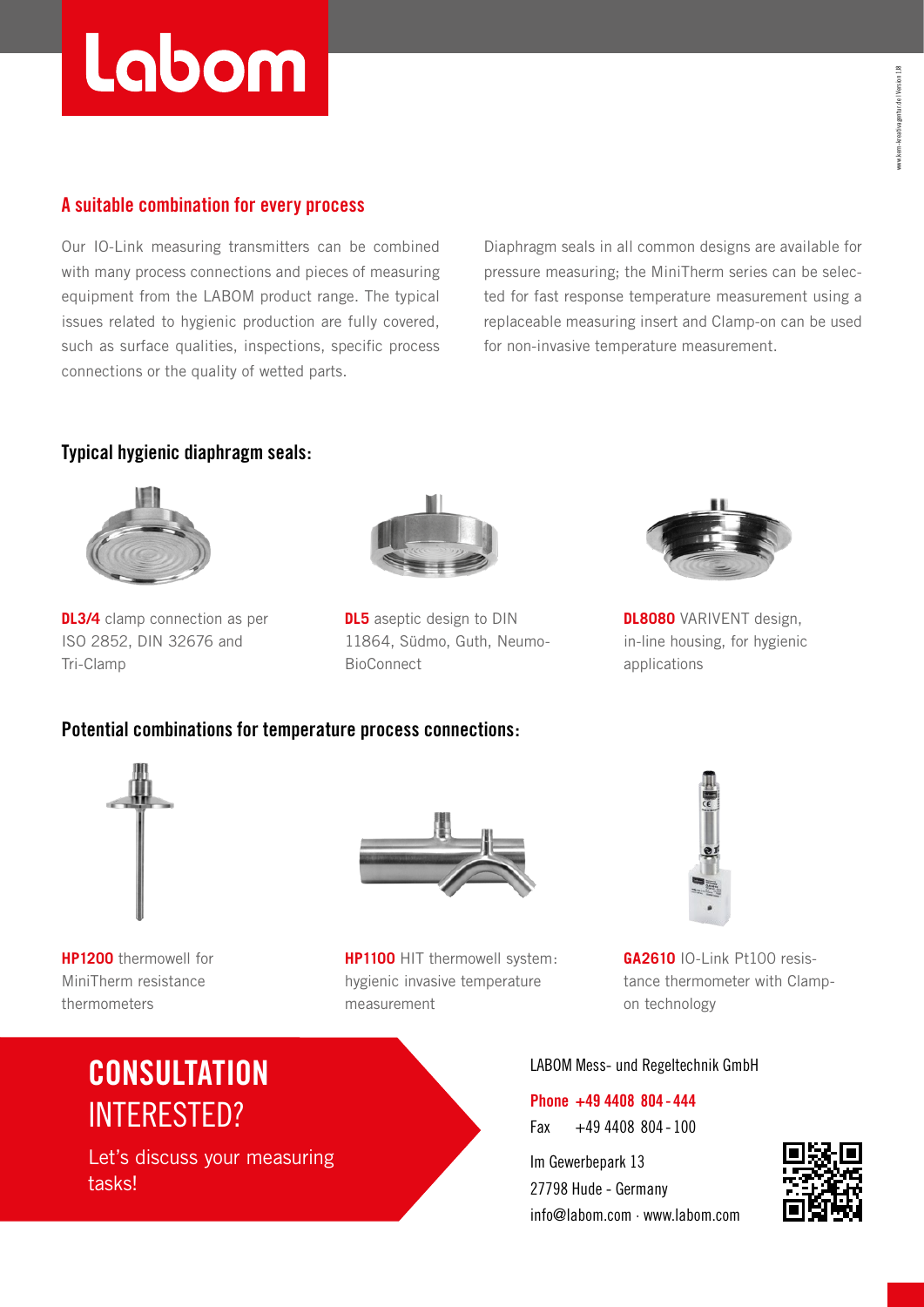# Labom

## A suitable combination for every process

Our IO-Link measuring transmitters can be combined with many process connections and pieces of measuring equipment from the LABOM product range. The typical issues related to hygienic production are fully covered, such as surface qualities, inspections, specific process connections or the quality of wetted parts.

Diaphragm seals in all common designs are available for pressure measuring; the MiniTherm series can be selected for fast response temperature measurement using a replaceable measuring insert and Clamp-on can be used for non-invasive temperature measurement.

### Typical hygienic diaphragm seals:

**DL3/4** clamp connection as per ISO 2852, DIN 32676 and Tri-Clamp

**DL5** aseptic design to DIN 11864, Südmo, Guth, Neumo-BioConnect

**DL8080** VARIVENT design, in-line housing, for hygienic applications

### Potential combinations for temperature process connections:

**HP1200** thermowell for MiniTherm resistance thermometers

**HP1100** HIT thermowell system: hygienic invasive temperature measurement

**GA2610** IO-Link Pt100 resistance thermometer with Clamp-on technology

## CONSULTATION INTERESTED?

Let's discuss your measuring tasks!

LABOM Mess- und Regeltechnik GmbH

**Phone +49 4408 804 - 444**
Fax +49 4408 804 - 100

Im Gewerbepark 13
27798 Hude - Germany
info@labom.com · www.labom.com